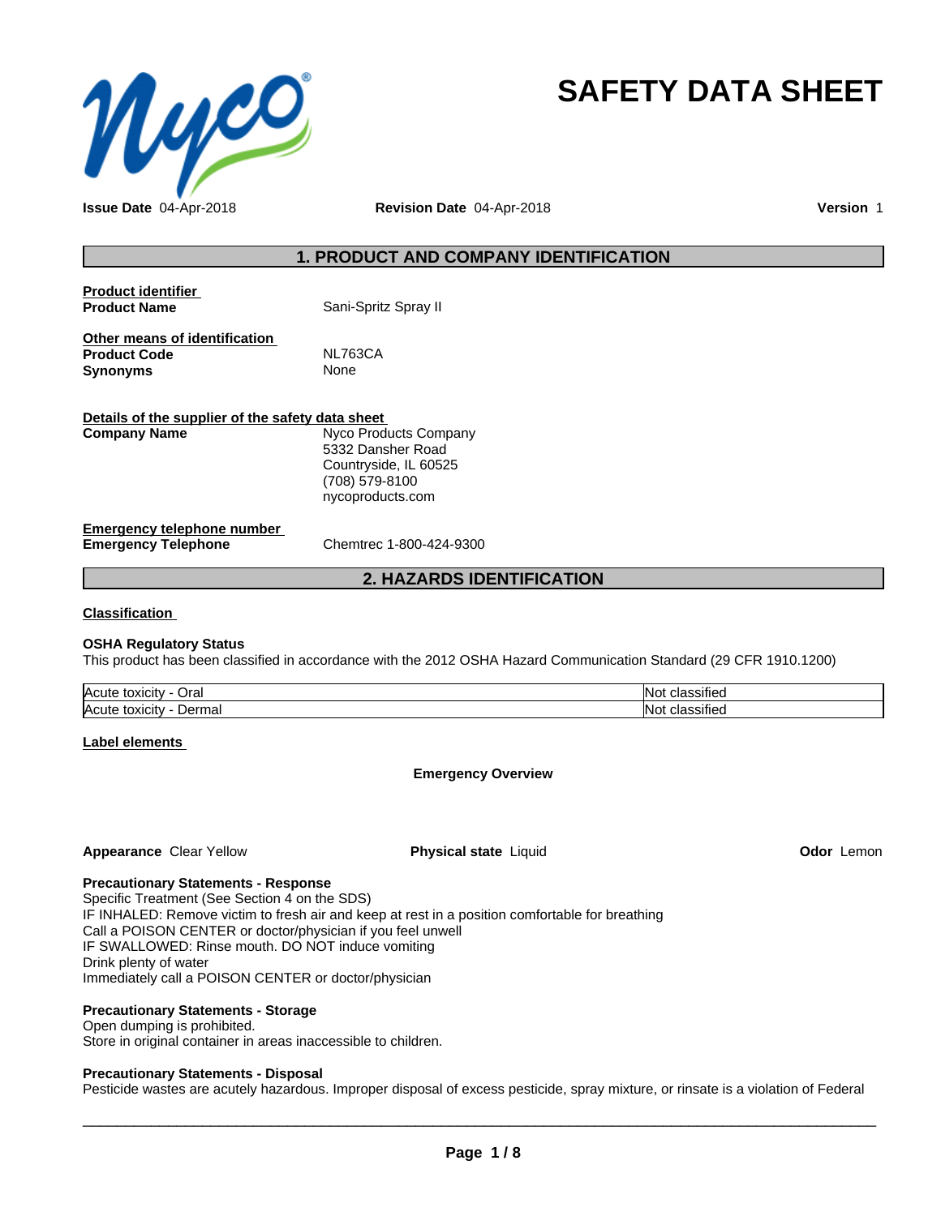# SAFETY DATA SHEET

**Issue Date** 04-Apr-2018 **Revision Date** 04-Apr-2018 **Version** 1

## 1. PRODUCT AND COMPANY IDENTIFICATION

**Product identifier**

**Product Name** Sani-Spritz Spray II

**Other means of identification**

**Product Code** NL763CA

**Synonyms** None

**Details of the supplier of the safety data sheet**

**Company Name** Nyco Products Company
5332 Dansher Road
Countryside, IL 60525
(708) 579-8100
nycoproducts.com

**Emergency telephone number**

**Emergency Telephone** Chemtrec 1-800-424-9300

## 2. HAZARDS IDENTIFICATION

**Classification**

**OSHA Regulatory Status**

This product has been classified in accordance with the 2012 OSHA Hazard Communication Standard (29 CFR 1910.1200)

| | |
|---|---|
| Acute toxicity - Oral | Not classified |
| Acute toxicity - Dermal | Not classified |

**Label elements**

**Emergency Overview**

**Appearance** Clear Yellow **Physical state** Liquid **Odor** Lemon

**Precautionary Statements - Response**

Specific Treatment (See Section 4 on the SDS)
IF INHALED: Remove victim to fresh air and keep at rest in a position comfortable for breathing
Call a POISON CENTER or doctor/physician if you feel unwell
IF SWALLOWED: Rinse mouth. DO NOT induce vomiting
Drink plenty of water
Immediately call a POISON CENTER or doctor/physician

**Precautionary Statements - Storage**

Open dumping is prohibited.
Store in original container in areas inaccessible to children.

**Precautionary Statements - Disposal**

Pesticide wastes are acutely hazardous. Improper disposal of excess pesticide, spray mixture, or rinsate is a violation of Federal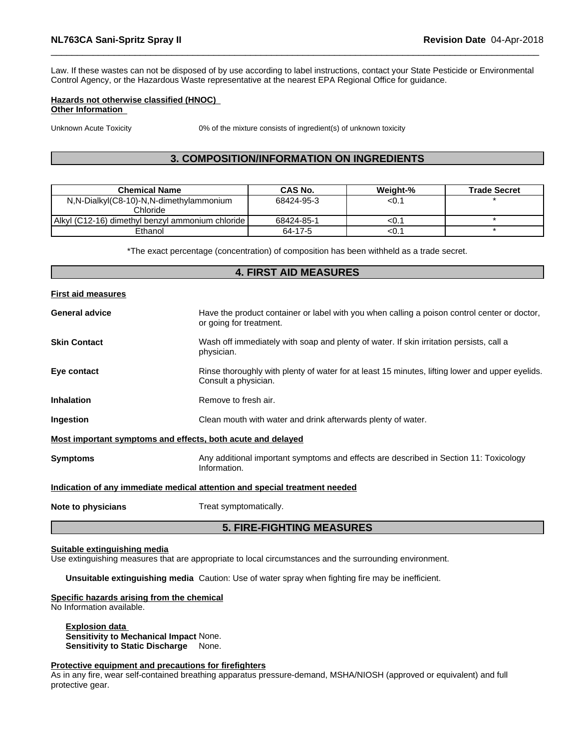Law. If these wastes can not be disposed of by use according to label instructions, contact your State Pesticide or Environmental Control Agency, or the Hazardous Waste representative at the nearest EPA Regional Office for guidance.

**Hazards not otherwise classified (HNOC)**
**Other Information**

Unknown Acute Toxicity 0% of the mixture consists of ingredient(s) of unknown toxicity

## 3. COMPOSITION/INFORMATION ON INGREDIENTS

| Chemical Name | CAS No. | Weight-% | Trade Secret |
|---|---|---|---|
| N,N-Dialkyl(C8-10)-N,N-dimethylammonium Chloride | 68424-95-3 | <0.1 | * |
| Alkyl (C12-16) dimethyl benzyl ammonium chloride | 68424-85-1 | <0.1 | * |
| Ethanol | 64-17-5 | <0.1 | * |

*The exact percentage (concentration) of composition has been withheld as a trade secret.

## 4. FIRST AID MEASURES

**First aid measures**

**General advice** Have the product container or label with you when calling a poison control center or doctor, or going for treatment.

**Skin Contact** Wash off immediately with soap and plenty of water. If skin irritation persists, call a physician.

**Eye contact** Rinse thoroughly with plenty of water for at least 15 minutes, lifting lower and upper eyelids. Consult a physician.

**Inhalation** Remove to fresh air.

**Ingestion** Clean mouth with water and drink afterwards plenty of water.

**Most important symptoms and effects, both acute and delayed**

**Symptoms** Any additional important symptoms and effects are described in Section 11: Toxicology Information.

**Indication of any immediate medical attention and special treatment needed**

**Note to physicians** Treat symptomatically.

## 5. FIRE-FIGHTING MEASURES

**Suitable extinguishing media**
Use extinguishing measures that are appropriate to local circumstances and the surrounding environment.

**Unsuitable extinguishing media** Caution: Use of water spray when fighting fire may be inefficient.

**Specific hazards arising from the chemical**
No Information available.

**Explosion data**
**Sensitivity to Mechanical Impact** None.
**Sensitivity to Static Discharge** None.

**Protective equipment and precautions for firefighters**
As in any fire, wear self-contained breathing apparatus pressure-demand, MSHA/NIOSH (approved or equivalent) and full protective gear.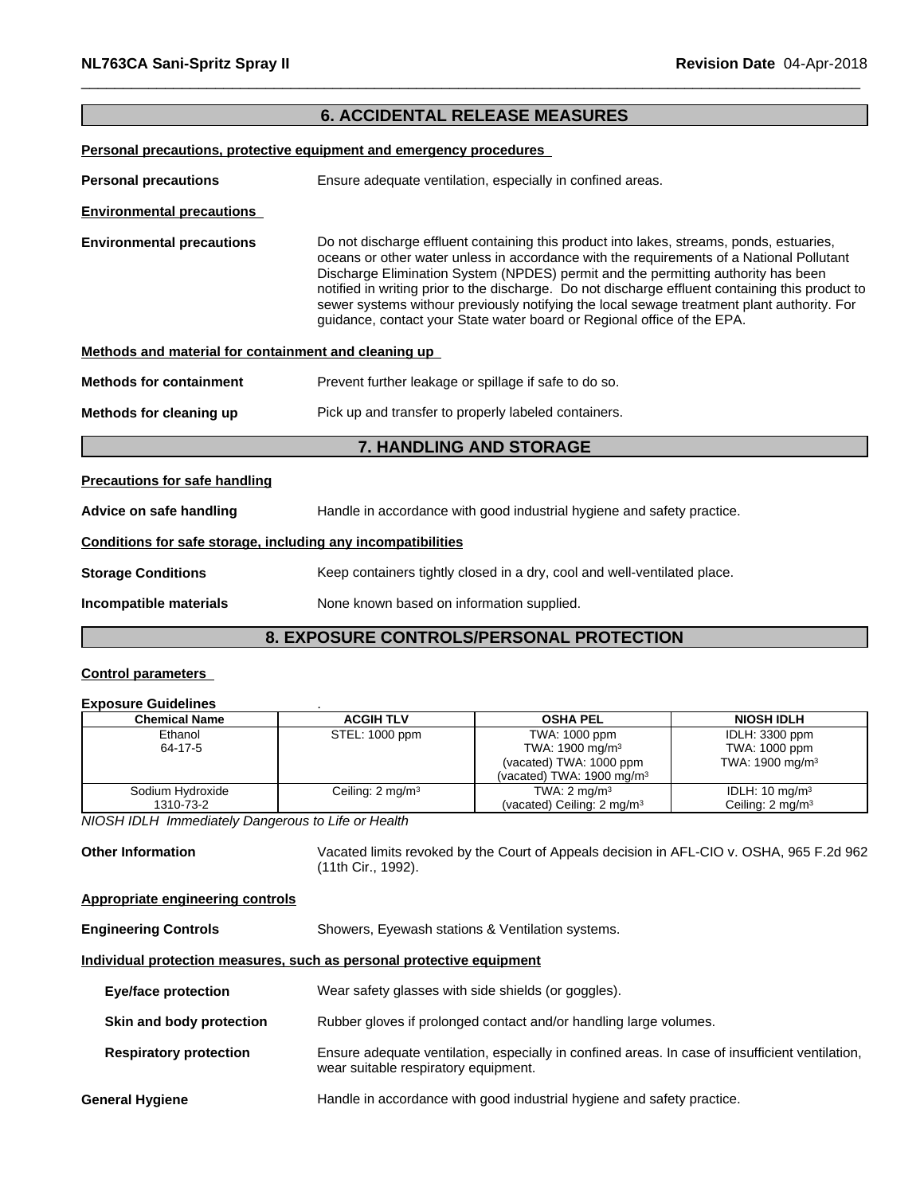## 6. ACCIDENTAL RELEASE MEASURES

**Personal precautions, protective equipment and emergency procedures**

**Personal precautions** Ensure adequate ventilation, especially in confined areas.

**Environmental precautions**

**Environmental precautions** Do not discharge effluent containing this product into lakes, streams, ponds, estuaries, oceans or other water unless in accordance with the requirements of a National Pollutant Discharge Elimination System (NPDES) permit and the permitting authority has been notified in writing prior to the discharge. Do not discharge effluent containing this product to sewer systems withour previously notifying the local sewage treatment plant authority. For guidance, contact your State water board or Regional office of the EPA.

**Methods and material for containment and cleaning up**

**Methods for containment** Prevent further leakage or spillage if safe to do so.

**Methods for cleaning up** Pick up and transfer to properly labeled containers.

## 7. HANDLING AND STORAGE

**Precautions for safe handling**

**Advice on safe handling** Handle in accordance with good industrial hygiene and safety practice.

**Conditions for safe storage, including any incompatibilities**

**Storage Conditions** Keep containers tightly closed in a dry, cool and well-ventilated place.

**Incompatible materials** None known based on information supplied.

## 8. EXPOSURE CONTROLS/PERSONAL PROTECTION

**Control parameters**

**Exposure Guidelines** .

| Chemical Name | ACGIH TLV | OSHA PEL | NIOSH IDLH |
|---|---|---|---|
| Ethanol 64-17-5 | STEL: 1000 ppm | TWA: 1000 ppm TWA: 1900 mg/m³ (vacated) TWA: 1000 ppm (vacated) TWA: 1900 mg/m³ | IDLH: 3300 ppm TWA: 1000 ppm TWA: 1900 mg/m³ |
| Sodium Hydroxide 1310-73-2 | Ceiling: 2 mg/m³ | TWA: 2 mg/m³ (vacated) Ceiling: 2 mg/m³ | IDLH: 10 mg/m³ Ceiling: 2 mg/m³ |

*NIOSH IDLH Immediately Dangerous to Life or Health*

**Other Information** Vacated limits revoked by the Court of Appeals decision in AFL-CIO v. OSHA, 965 F.2d 962 (11th Cir., 1992).

**Appropriate engineering controls**

**Engineering Controls** Showers, Eyewash stations & Ventilation systems.

**Individual protection measures, such as personal protective equipment**

**Eye/face protection** Wear safety glasses with side shields (or goggles).

**Skin and body protection** Rubber gloves if prolonged contact and/or handling large volumes.

**Respiratory protection** Ensure adequate ventilation, especially in confined areas. In case of insufficient ventilation, wear suitable respiratory equipment.

**General Hygiene** Handle in accordance with good industrial hygiene and safety practice.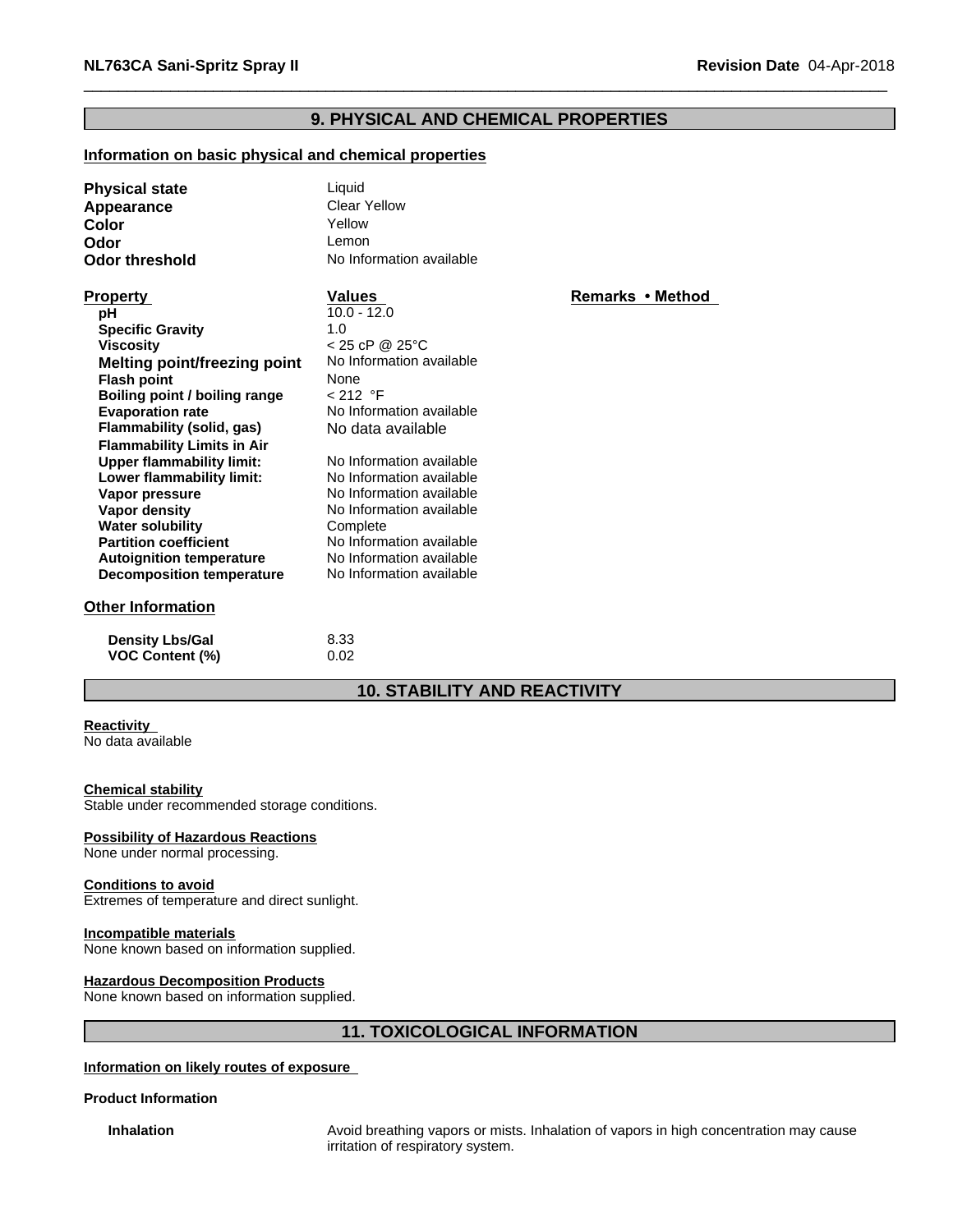## 9. PHYSICAL AND CHEMICAL PROPERTIES

### Information on basic physical and chemical properties

**Physical state** Liquid
**Appearance** Clear Yellow
**Color** Yellow
**Odor** Lemon
**Odor threshold** No Information available

| Property | Values | Remarks • Method |
|---|---|---|
| **pH** | 10.0 - 12.0 | |
| **Specific Gravity** | 1.0 | |
| **Viscosity** | < 25 cP @ 25°C | |
| **Melting point/freezing point** | No Information available | |
| **Flash point** | None | |
| **Boiling point / boiling range** | < 212 °F | |
| **Evaporation rate** | No Information available | |
| **Flammability (solid, gas)** | No data available | |
| **Flammability Limits in Air** | | |
| **Upper flammability limit:** | No Information available | |
| **Lower flammability limit:** | No Information available | |
| **Vapor pressure** | No Information available | |
| **Vapor density** | No Information available | |
| **Water solubility** | Complete | |
| **Partition coefficient** | No Information available | |
| **Autoignition temperature** | No Information available | |
| **Decomposition temperature** | No Information available | |

### Other Information

**Density Lbs/Gal** 8.33
**VOC Content (%)** 0.02

## 10. STABILITY AND REACTIVITY

**Reactivity**
No data available

**Chemical stability**
Stable under recommended storage conditions.

**Possibility of Hazardous Reactions**
None under normal processing.

**Conditions to avoid**
Extremes of temperature and direct sunlight.

**Incompatible materials**
None known based on information supplied.

**Hazardous Decomposition Products**
None known based on information supplied.

## 11. TOXICOLOGICAL INFORMATION

**Information on likely routes of exposure**

**Product Information**

**Inhalation** Avoid breathing vapors or mists. Inhalation of vapors in high concentration may cause irritation of respiratory system.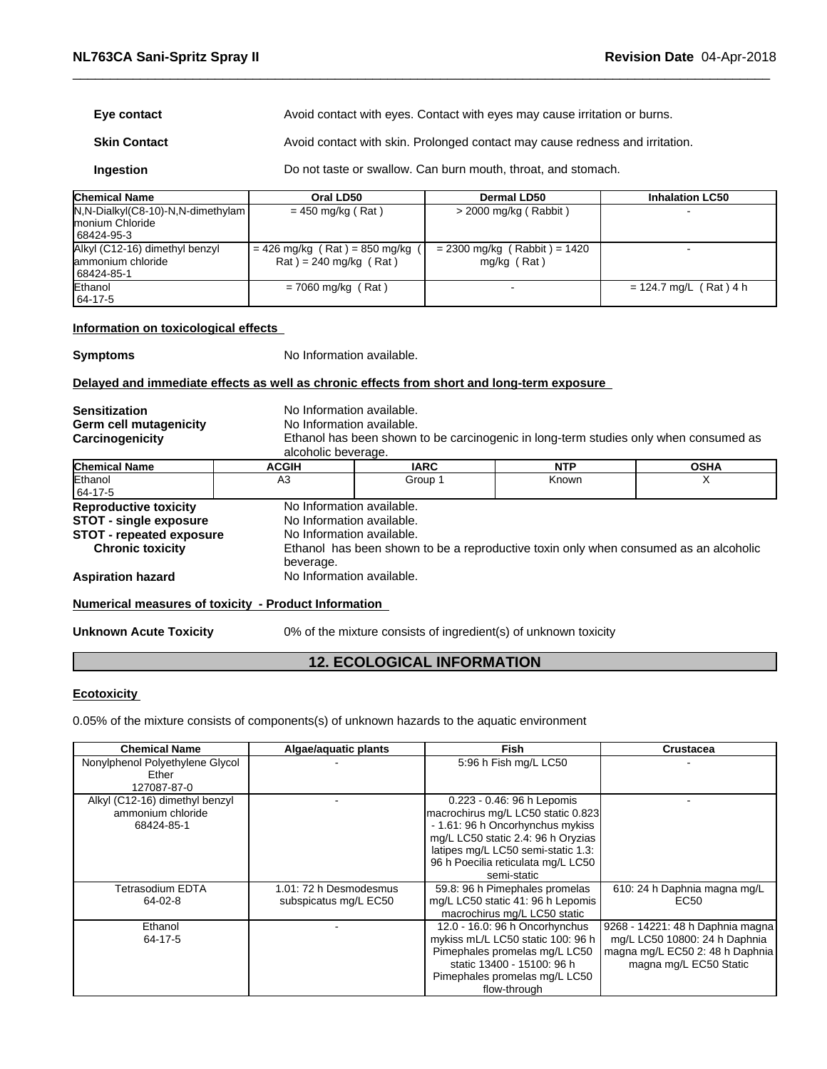| | |
|---|---|
| **Eye contact** | Avoid contact with eyes. Contact with eyes may cause irritation or burns. |
| **Skin Contact** | Avoid contact with skin. Prolonged contact may cause redness and irritation. |
| **Ingestion** | Do not taste or swallow. Can burn mouth, throat, and stomach. |

| Chemical Name | Oral LD50 | Dermal LD50 | Inhalation LC50 |
|---|---|---|---|
| N,N-Dialkyl(C8-10)-N,N-dimethylammonium Chloride 68424-95-3 | = 450 mg/kg ( Rat ) | > 2000 mg/kg ( Rabbit ) | - |
| Alkyl (C12-16) dimethyl benzyl ammonium chloride 68424-85-1 | = 426 mg/kg ( Rat ) = 850 mg/kg ( Rat ) = 240 mg/kg ( Rat ) | = 2300 mg/kg ( Rabbit ) = 1420 mg/kg ( Rat ) | - |
| Ethanol 64-17-5 | = 7060 mg/kg ( Rat ) | - | = 124.7 mg/L ( Rat ) 4 h |

**Information on toxicological effects**

**Symptoms** No Information available.

**Delayed and immediate effects as well as chronic effects from short and long-term exposure**

| | |
|---|---|
| **Sensitization** | No Information available. |
| **Germ cell mutagenicity** | No Information available. |
| **Carcinogenicity** | Ethanol has been shown to be carcinogenic in long-term studies only when consumed as alcoholic beverage. |

| Chemical Name | ACGIH | IARC | NTP | OSHA |
|---|---|---|---|---|
| Ethanol 64-17-5 | A3 | Group 1 | Known | X |

| | |
|---|---|
| **Reproductive toxicity** | No Information available. |
| **STOT - single exposure** | No Information available. |
| **STOT - repeated exposure** | No Information available. |
| **Chronic toxicity** | Ethanol has been shown to be a reproductive toxin only when consumed as an alcoholic beverage. |
| **Aspiration hazard** | No Information available. |

**Numerical measures of toxicity - Product Information**

**Unknown Acute Toxicity** 0% of the mixture consists of ingredient(s) of unknown toxicity

## 12. ECOLOGICAL INFORMATION

**Ecotoxicity**

0.05% of the mixture consists of components(s) of unknown hazards to the aquatic environment

| Chemical Name | Algae/aquatic plants | Fish | Crustacea |
|---|---|---|---|
| Nonylphenol Polyethylene Glycol Ether 127087-87-0 | - | 5:96 h Fish mg/L LC50 | - |
| Alkyl (C12-16) dimethyl benzyl ammonium chloride 68424-85-1 | - | 0.223 - 0.46: 96 h Lepomis macrochirus mg/L LC50 static 0.823 - 1.61: 96 h Oncorhynchus mykiss mg/L LC50 static 2.4: 96 h Oryzias latipes mg/L LC50 semi-static 1.3: 96 h Poecilia reticulata mg/L LC50 semi-static | - |
| Tetrasodium EDTA 64-02-8 | 1.01: 72 h Desmodesmus subspicatus mg/L EC50 | 59.8: 96 h Pimephales promelas mg/L LC50 static 41: 96 h Lepomis macrochirus mg/L LC50 static | 610: 24 h Daphnia magna mg/L EC50 |
| Ethanol 64-17-5 | - | 12.0 - 16.0: 96 h Oncorhynchus mykiss mL/L LC50 static 100: 96 h Pimephales promelas mg/L LC50 static 13400 - 15100: 96 h Pimephales promelas mg/L LC50 flow-through | 9268 - 14221: 48 h Daphnia magna mg/L LC50 10800: 24 h Daphnia magna mg/L EC50 2: 48 h Daphnia magna mg/L EC50 Static |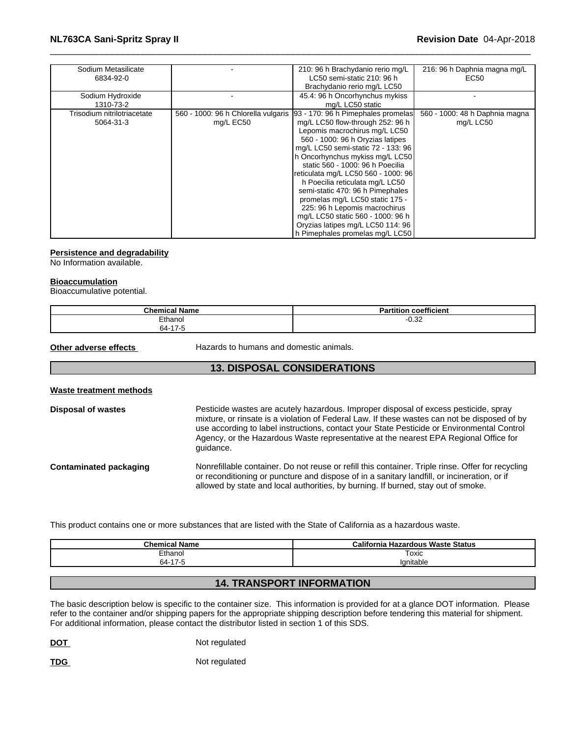| | | | |
|---|---|---|---|
| Sodium Metasilicate 6834-92-0 | - | 210: 96 h Brachydanio rerio mg/L LC50 semi-static 210: 96 h Brachydanio rerio mg/L LC50 | 216: 96 h Daphnia magna mg/L EC50 |
| Sodium Hydroxide 1310-73-2 | - | 45.4: 96 h Oncorhynchus mykiss mg/L LC50 static | - |
| Trisodium nitrilotriacetate 5064-31-3 | 560 - 1000: 96 h Chlorella vulgaris mg/L EC50 | 93 - 170: 96 h Pimephales promelas mg/L LC50 flow-through 252: 96 h Lepomis macrochirus mg/L LC50 560 - 1000: 96 h Oryzias latipes mg/L LC50 semi-static 72 - 133: 96 h Oncorhynchus mykiss mg/L LC50 static 560 - 1000: 96 h Poecilia reticulata mg/L LC50 560 - 1000: 96 h Poecilia reticulata mg/L LC50 semi-static 470: 96 h Pimephales promelas mg/L LC50 static 175 - 225: 96 h Lepomis macrochirus mg/L LC50 static 560 - 1000: 96 h Oryzias latipes mg/L LC50 114: 96 h Pimephales promelas mg/L LC50 | 560 - 1000: 48 h Daphnia magna mg/L LC50 |

**Persistence and degradability**

No Information available.

**Bioaccumulation**

Bioaccumulative potential.

| Chemical Name | Partition coefficient |
|---|---|
| Ethanol 64-17-5 | -0.32 |

**Other adverse effects** Hazards to humans and domestic animals.

## 13. DISPOSAL CONSIDERATIONS

**Waste treatment methods**

**Disposal of wastes** Pesticide wastes are acutely hazardous. Improper disposal of excess pesticide, spray mixture, or rinsate is a violation of Federal Law. If these wastes can not be disposed of by use according to label instructions, contact your State Pesticide or Environmental Control Agency, or the Hazardous Waste representative at the nearest EPA Regional Office for guidance.

**Contaminated packaging** Nonrefillable container. Do not reuse or refill this container. Triple rinse. Offer for recycling or reconditioning or puncture and dispose of in a sanitary landfill, or incineration, or if allowed by state and local authorities, by burning. If burned, stay out of smoke.

This product contains one or more substances that are listed with the State of California as a hazardous waste.

| Chemical Name | California Hazardous Waste Status |
|---|---|
| Ethanol 64-17-5 | Toxic Ignitable |

## 14. TRANSPORT INFORMATION

The basic description below is specific to the container size. This information is provided for at a glance DOT information. Please refer to the container and/or shipping papers for the appropriate shipping description before tendering this material for shipment. For additional information, please contact the distributor listed in section 1 of this SDS.

**DOT** Not regulated

**TDG** Not regulated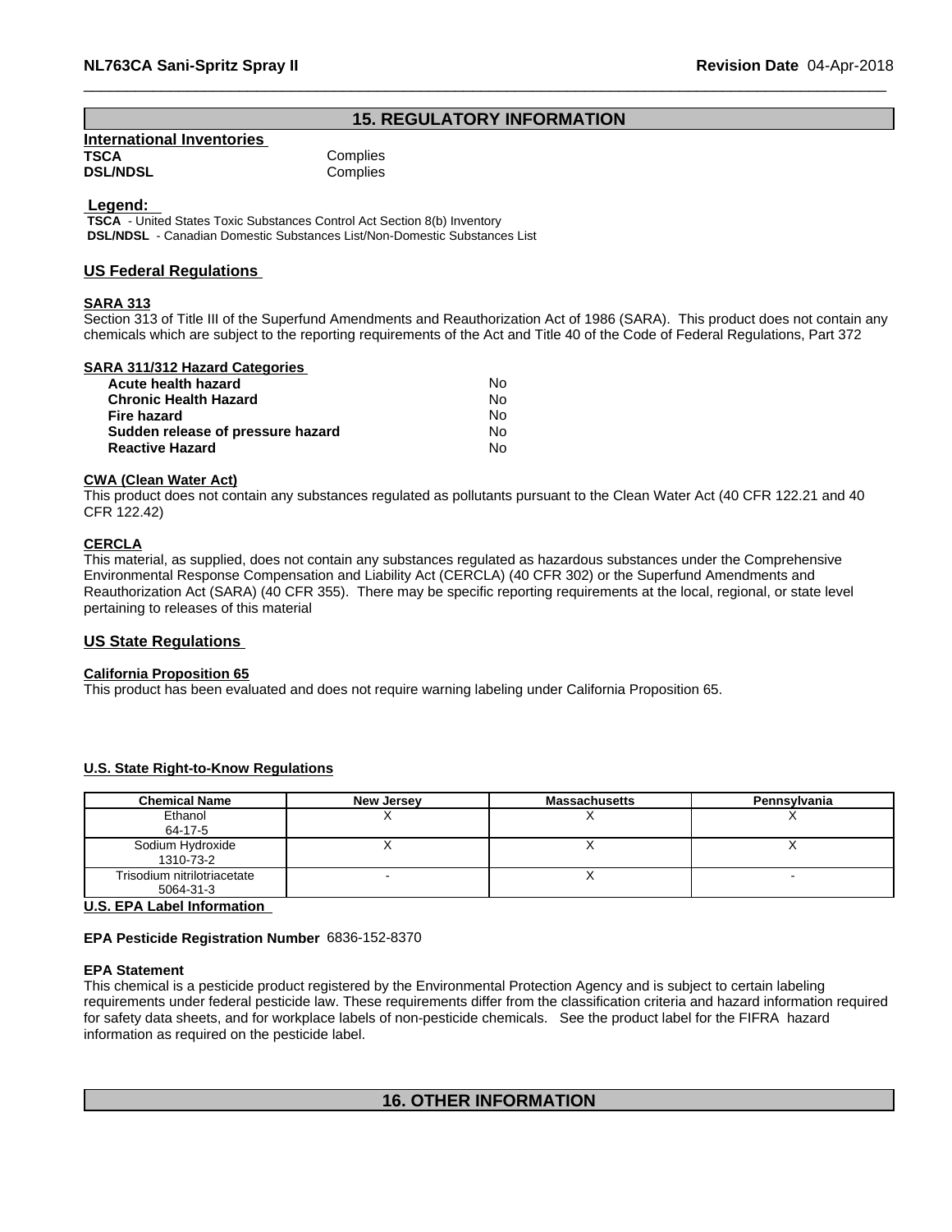## 15. REGULATORY INFORMATION

**International Inventories**

| | |
|---|---|
| **TSCA** | Complies |
| **DSL/NDSL** | Complies |

**Legend:**

**TSCA** - United States Toxic Substances Control Act Section 8(b) Inventory
**DSL/NDSL** - Canadian Domestic Substances List/Non-Domestic Substances List

### US Federal Regulations

**SARA 313**

Section 313 of Title III of the Superfund Amendments and Reauthorization Act of 1986 (SARA). This product does not contain any chemicals which are subject to the reporting requirements of the Act and Title 40 of the Code of Federal Regulations, Part 372

**SARA 311/312 Hazard Categories**

| | |
|---|---|
| **Acute health hazard** | No |
| **Chronic Health Hazard** | No |
| **Fire hazard** | No |
| **Sudden release of pressure hazard** | No |
| **Reactive Hazard** | No |

**CWA (Clean Water Act)**

This product does not contain any substances regulated as pollutants pursuant to the Clean Water Act (40 CFR 122.21 and 40 CFR 122.42)

**CERCLA**

This material, as supplied, does not contain any substances regulated as hazardous substances under the Comprehensive Environmental Response Compensation and Liability Act (CERCLA) (40 CFR 302) or the Superfund Amendments and Reauthorization Act (SARA) (40 CFR 355). There may be specific reporting requirements at the local, regional, or state level pertaining to releases of this material

### US State Regulations

**California Proposition 65**

This product has been evaluated and does not require warning labeling under California Proposition 65.

**U.S. State Right-to-Know Regulations**

| Chemical Name | New Jersey | Massachusetts | Pennsylvania |
|---|---|---|---|
| Ethanol 64-17-5 | X | X | X |
| Sodium Hydroxide 1310-73-2 | X | X | X |
| Trisodium nitrilotriacetate 5064-31-3 | - | X | - |

**U.S. EPA Label Information**

**EPA Pesticide Registration Number** 6836-152-8370

**EPA Statement**

This chemical is a pesticide product registered by the Environmental Protection Agency and is subject to certain labeling requirements under federal pesticide law. These requirements differ from the classification criteria and hazard information required for safety data sheets, and for workplace labels of non-pesticide chemicals. See the product label for the FIFRA hazard information as required on the pesticide label.

## 16. OTHER INFORMATION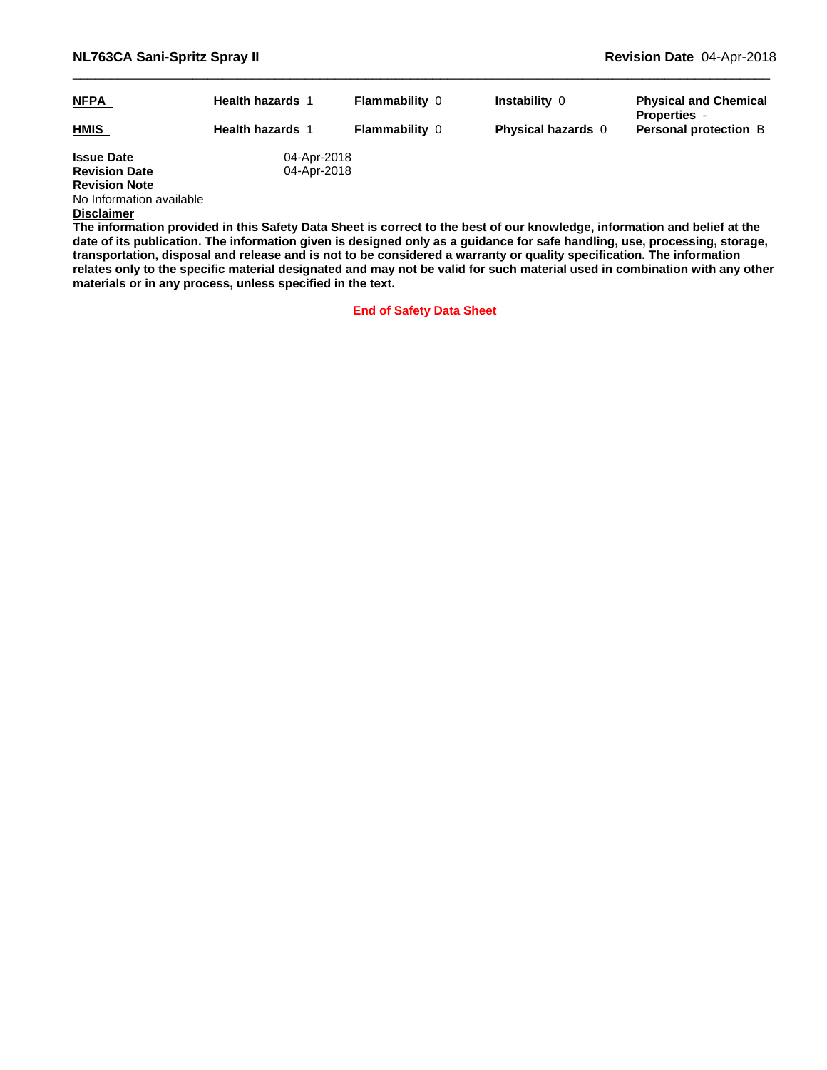| | | | | |
|---|---|---|---|---|
| **NFPA** | **Health hazards** 1 | **Flammability** 0 | **Instability** 0 | **Physical and Chemical Properties** - |
| **HMIS** | **Health hazards** 1 | **Flammability** 0 | **Physical hazards** 0 | **Personal protection** B |

**Issue Date** 04-Apr-2018
**Revision Date** 04-Apr-2018
**Revision Note**
No Information available

**Disclaimer**

**The information provided in this Safety Data Sheet is correct to the best of our knowledge, information and belief at the date of its publication. The information given is designed only as a guidance for safe handling, use, processing, storage, transportation, disposal and release and is not to be considered a warranty or quality specification. The information relates only to the specific material designated and may not be valid for such material used in combination with any other materials or in any process, unless specified in the text.**

**End of Safety Data Sheet**